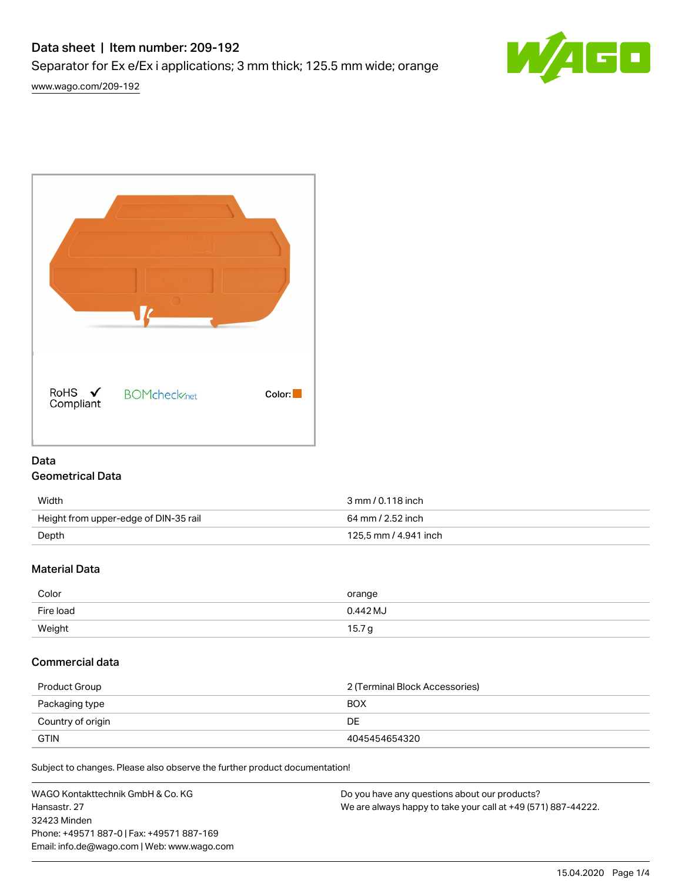# Data sheet | Item number: 209-192

Separator for Ex e/Ex i applications; 3 mm thick; 125.5 mm wide; orange

www.wago.com/209-192

RoHS Compliant ✓ BOMcheck.net Color:

## Data

### Geometrical Data

| | |
|---|---|
| Width | 3 mm / 0.118 inch |
| Height from upper-edge of DIN-35 rail | 64 mm / 2.52 inch |
| Depth | 125,5 mm / 4.941 inch |

### Material Data

| | |
|---|---|
| Color | orange |
| Fire load | 0.442 MJ |
| Weight | 15.7 g |

### Commercial data

| | |
|---|---|
| Product Group | 2 (Terminal Block Accessories) |
| Packaging type | BOX |
| Country of origin | DE |
| GTIN | 4045454654320 |

Subject to changes. Please also observe the further product documentation!

WAGO Kontakttechnik GmbH & Co. KG
Hansastr. 27
32423 Minden
Phone: +49571 887-0 | Fax: +49571 887-169
Email: info.de@wago.com | Web: www.wago.com

Do you have any questions about our products?
We are always happy to take your call at +49 (571) 887-44222.

15.04.2020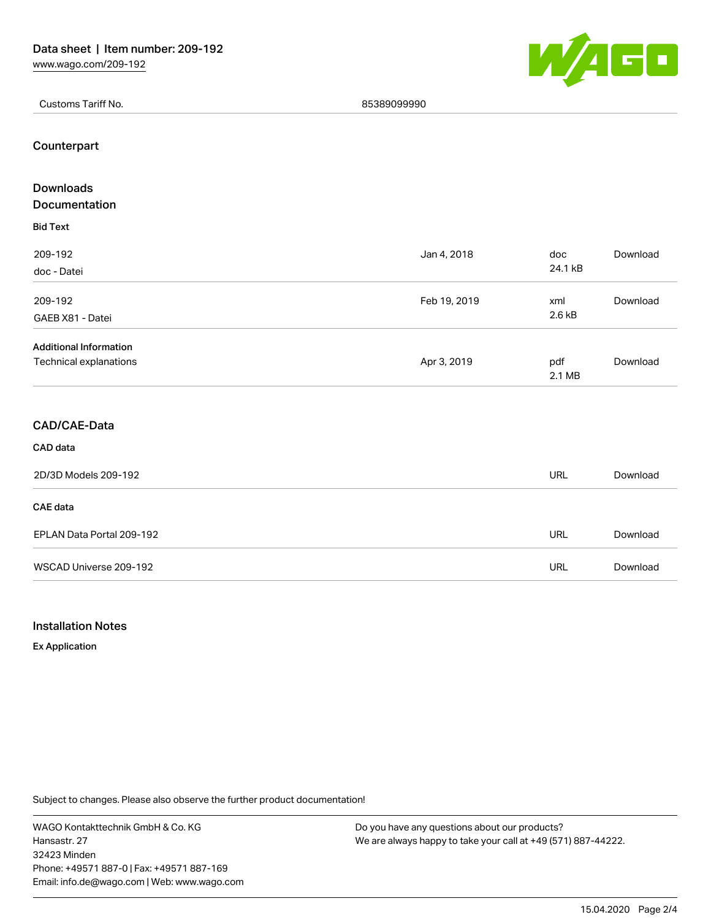| Customs Tariff No. | 85389099990 |
| --- | --- |

## Counterpart

## Downloads
## Documentation

### Bid Text

| | | | |
| --- | --- | --- | --- |
| 209-192<br>doc - Datei | Jan 4, 2018 | doc<br>24.1 kB | Download |
| 209-192<br>GAEB X81 - Datei | Feb 19, 2019 | xml<br>2.6 kB | Download |

### Additional Information

| | | | |
| --- | --- | --- | --- |
| Technical explanations | Apr 3, 2019 | pdf<br>2.1 MB | Download |

## CAD/CAE-Data

### CAD data

| | | |
| --- | --- | --- |
| 2D/3D Models 209-192 | URL | Download |

### CAE data

| | | |
| --- | --- | --- |
| EPLAN Data Portal 209-192 | URL | Download |
| WSCAD Universe 209-192 | URL | Download |

## Installation Notes

### Ex Application

Subject to changes. Please also observe the further product documentation!

WAGO Kontakttechnik GmbH & Co. KG
Hansastr. 27
32423 Minden
Phone: +49571 887-0 | Fax: +49571 887-169
Email: info.de@wago.com | Web: www.wago.com

Do you have any questions about our products?
We are always happy to take your call at +49 (571) 887-44222.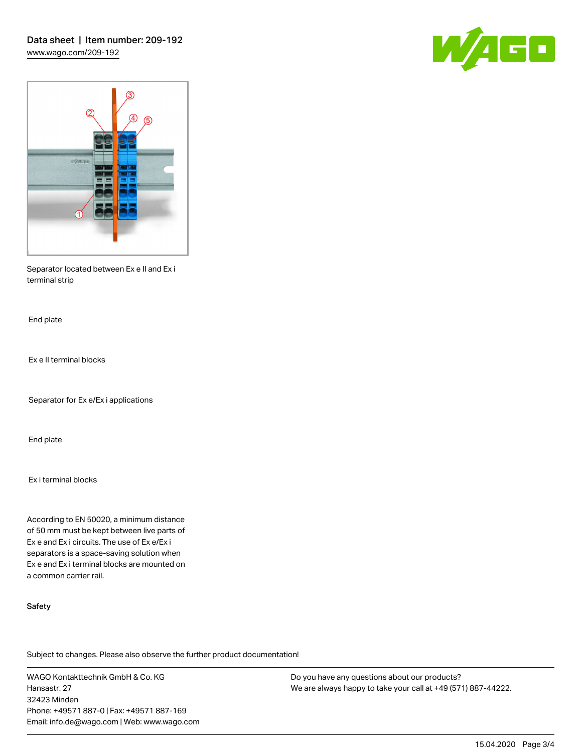Separator located between Ex e II and Ex i terminal strip

End plate

Ex e II terminal blocks

Separator for Ex e/Ex i applications

End plate

Ex i terminal blocks

According to EN 50020, a minimum distance of 50 mm must be kept between live parts of Ex e and Ex i circuits. The use of Ex e/Ex i separators is a space-saving solution when Ex e and Ex i terminal blocks are mounted on a common carrier rail.

**Safety**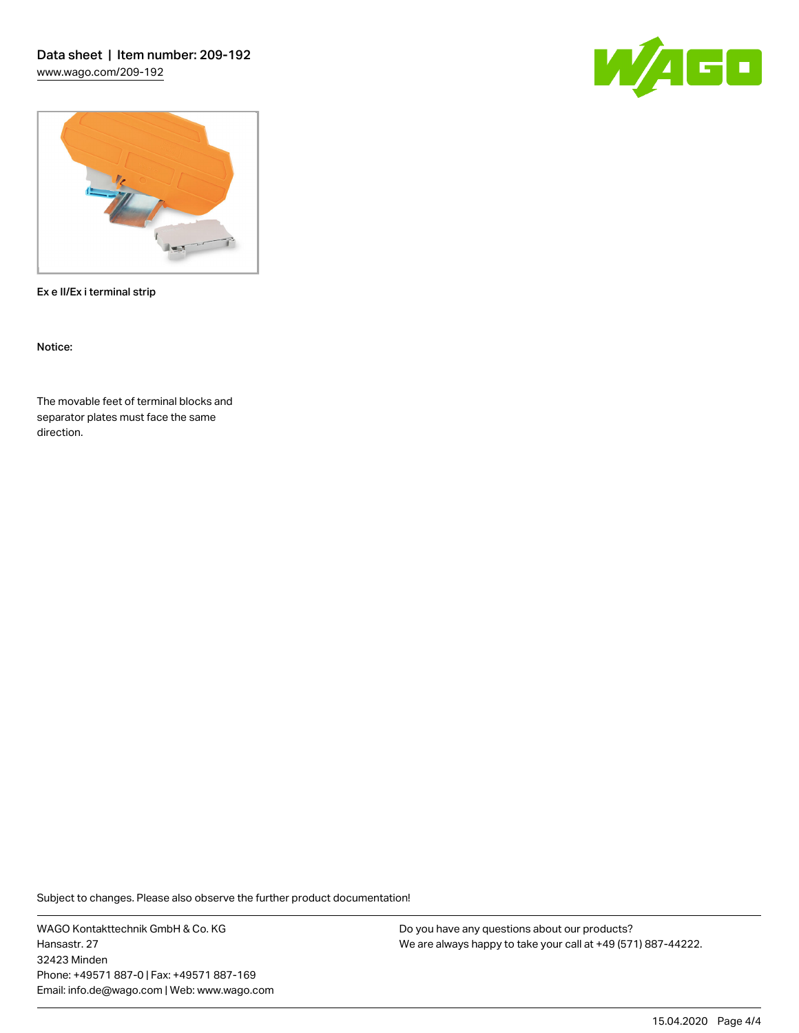Ex e II/Ex i terminal strip

**Notice:**

The movable feet of terminal blocks and separator plates must face the same direction.

Subject to changes. Please also observe the further product documentation!

WAGO Kontakttechnik GmbH & Co. KG
Hansastr. 27
32423 Minden
Phone: +49571 887-0 | Fax: +49571 887-169
Email: info.de@wago.com | Web: www.wago.com

Do you have any questions about our products?
We are always happy to take your call at +49 (571) 887-44222.

15.04.2020